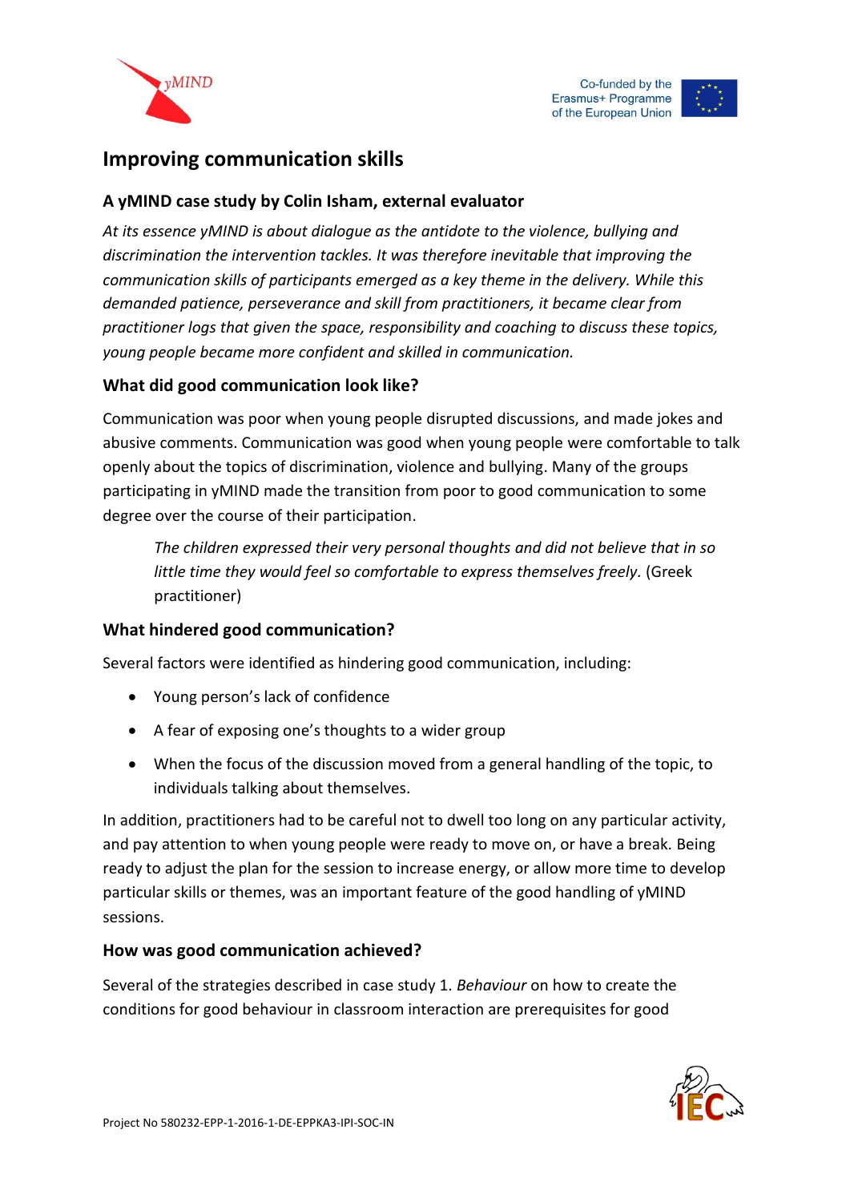# Improving communication skills

## A yMIND case study by Colin Isham, external evaluator

*At its essence yMIND is about dialogue as the antidote to the violence, bullying and discrimination the intervention tackles. It was therefore inevitable that improving the communication skills of participants emerged as a key theme in the delivery. While this demanded patience, perseverance and skill from practitioners, it became clear from practitioner logs that given the space, responsibility and coaching to discuss these topics, young people became more confident and skilled in communication.*

## What did good communication look like?

Communication was poor when young people disrupted discussions, and made jokes and abusive comments. Communication was good when young people were comfortable to talk openly about the topics of discrimination, violence and bullying. Many of the groups participating in yMIND made the transition from poor to good communication to some degree over the course of their participation.

> *The children expressed their very personal thoughts and did not believe that in so little time they would feel so comfortable to express themselves freely.* (Greek practitioner)

## What hindered good communication?

Several factors were identified as hindering good communication, including:

- Young person's lack of confidence
- A fear of exposing one's thoughts to a wider group
- When the focus of the discussion moved from a general handling of the topic, to individuals talking about themselves.

In addition, practitioners had to be careful not to dwell too long on any particular activity, and pay attention to when young people were ready to move on, or have a break. Being ready to adjust the plan for the session to increase energy, or allow more time to develop particular skills or themes, was an important feature of the good handling of yMIND sessions.

## How was good communication achieved?

Several of the strategies described in case study 1. *Behaviour* on how to create the conditions for good behaviour in classroom interaction are prerequisites for good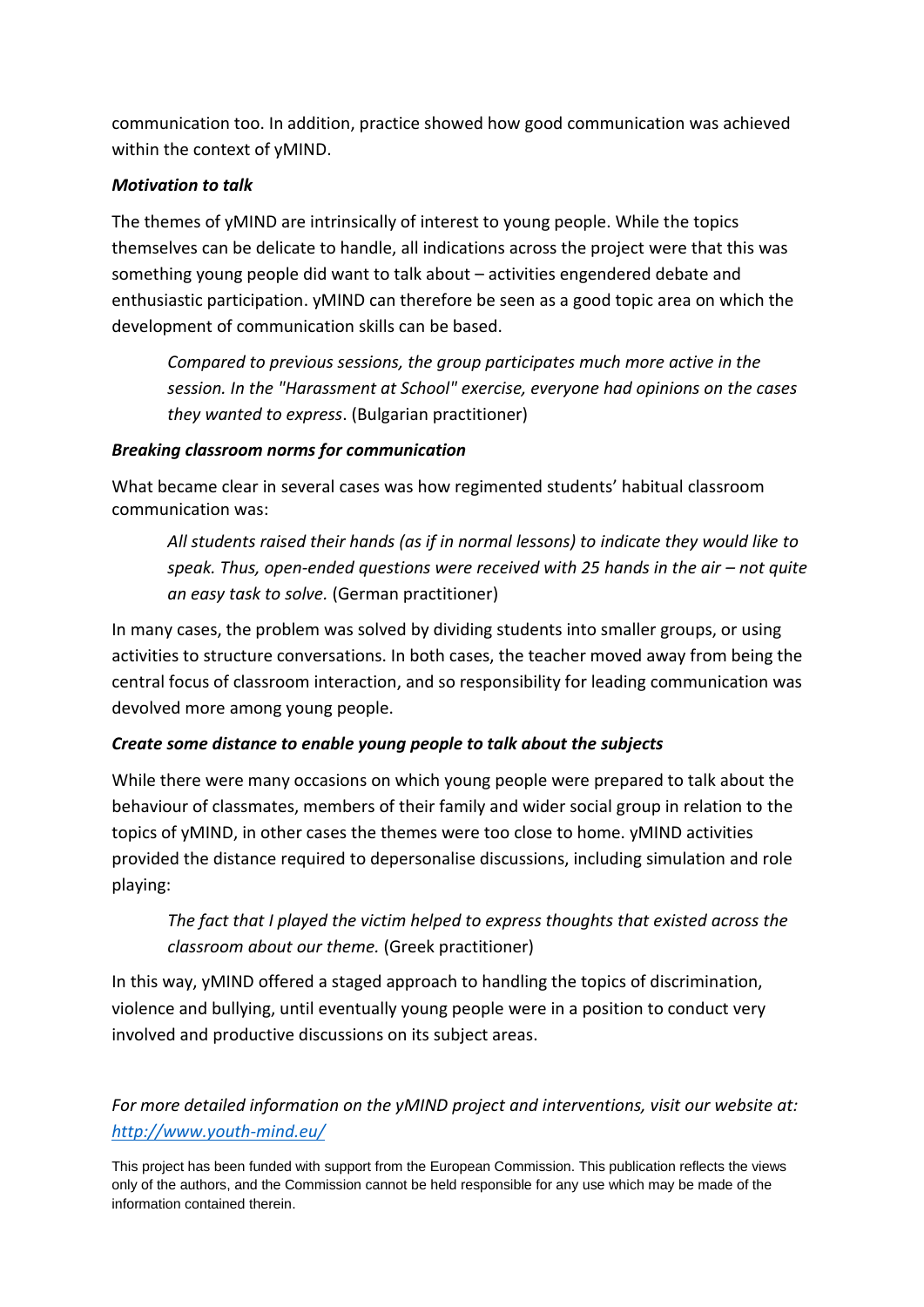communication too. In addition, practice showed how good communication was achieved within the context of yMIND.

***Motivation to talk***

The themes of yMIND are intrinsically of interest to young people. While the topics themselves can be delicate to handle, all indications across the project were that this was something young people did want to talk about – activities engendered debate and enthusiastic participation. yMIND can therefore be seen as a good topic area on which the development of communication skills can be based.

> *Compared to previous sessions, the group participates much more active in the session. In the "Harassment at School" exercise, everyone had opinions on the cases they wanted to express*. (Bulgarian practitioner)

***Breaking classroom norms for communication***

What became clear in several cases was how regimented students' habitual classroom communication was:

> *All students raised their hands (as if in normal lessons) to indicate they would like to speak. Thus, open-ended questions were received with 25 hands in the air – not quite an easy task to solve.* (German practitioner)

In many cases, the problem was solved by dividing students into smaller groups, or using activities to structure conversations. In both cases, the teacher moved away from being the central focus of classroom interaction, and so responsibility for leading communication was devolved more among young people.

***Create some distance to enable young people to talk about the subjects***

While there were many occasions on which young people were prepared to talk about the behaviour of classmates, members of their family and wider social group in relation to the topics of yMIND, in other cases the themes were too close to home. yMIND activities provided the distance required to depersonalise discussions, including simulation and role playing:

> *The fact that I played the victim helped to express thoughts that existed across the classroom about our theme.* (Greek practitioner)

In this way, yMIND offered a staged approach to handling the topics of discrimination, violence and bullying, until eventually young people were in a position to conduct very involved and productive discussions on its subject areas.

*For more detailed information on the yMIND project and interventions, visit our website at: [http://www.youth-mind.eu/](http://www.youth-mind.eu/)*

This project has been funded with support from the European Commission. This publication reflects the views only of the authors, and the Commission cannot be held responsible for any use which may be made of the information contained therein.